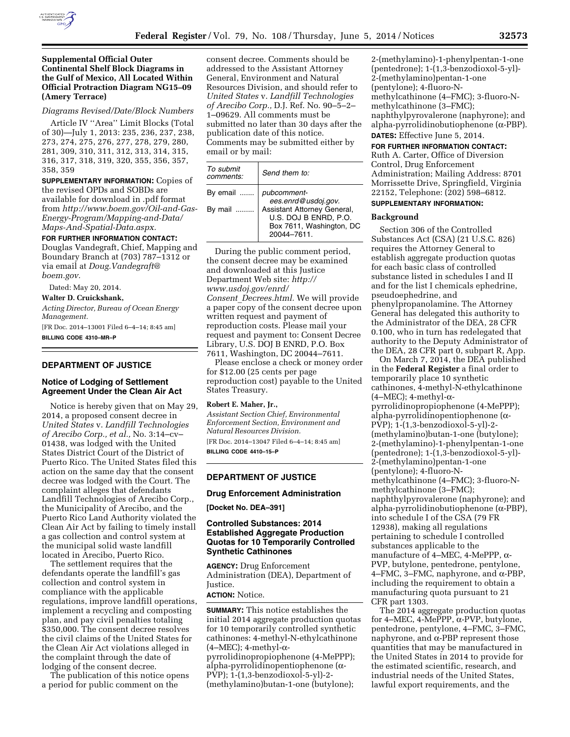## Supplemental Official Outer Continental Shelf Block Diagrams in the Gulf of Mexico, All Located Within Official Protraction Diagram NG15–09 (Amery Terrace)

*Diagrams Revised/Date/Block Numbers*

Article IV ''Area'' Limit Blocks (Total of 30)—July 1, 2013: 235, 236, 237, 238, 273, 274, 275, 276, 277, 278, 279, 280, 281, 309, 310, 311, 312, 313, 314, 315, 316, 317, 318, 319, 320, 355, 356, 357, 358, 359

**SUPPLEMENTARY INFORMATION:** Copies of the revised OPDs and SOBDs are available for download in .pdf format from *http://www.boem.gov/Oil-and-Gas-Energy-Program/Mapping-and-Data/Maps-And-Spatial-Data.aspx.*

**FOR FURTHER INFORMATION CONTACT:** Douglas Vandegraft, Chief, Mapping and Boundary Branch at (703) 787–1312 or via email at *Doug.Vandegraft@boem.gov.*

Dated: May 20, 2014.

**Walter D. Cruickshank,**

*Acting Director, Bureau of Ocean Energy Management.*

[FR Doc. 2014–13001 Filed 6–4–14; 8:45 am]

**BILLING CODE 4310–MR–P**

## DEPARTMENT OF JUSTICE

### Notice of Lodging of Settlement Agreement Under the Clean Air Act

Notice is hereby given that on May 29, 2014, a proposed consent decree in *United States* v. *Landfill Technologies of Arecibo Corp., et al.,* No. 3:14–cv–01438, was lodged with the United States District Court of the District of Puerto Rico. The United States filed this action on the same day that the consent decree was lodged with the Court. The complaint alleges that defendants Landfill Technologies of Arecibo Corp., the Municipality of Arecibo, and the Puerto Rico Land Authority violated the Clean Air Act by failing to timely install a gas collection and control system at the municipal solid waste landfill located in Arecibo, Puerto Rico.

The settlement requires that the defendants operate the landfill's gas collection and control system in compliance with the applicable regulations, improve landfill operations, implement a recycling and composting plan, and pay civil penalties totaling $350,000. The consent decree resolves the civil claims of the United States for the Clean Air Act violations alleged in the complaint through the date of lodging of the consent decree.

The publication of this notice opens a period for public comment on the consent decree. Comments should be addressed to the Assistant Attorney General, Environment and Natural Resources Division, and should refer to *United States* v. *Landfill Technologies of Arecibo Corp.,* D.J. Ref. No. 90–5–2–1–09629. All comments must be submitted no later than 30 days after the publication date of this notice. Comments may be submitted either by email or by mail:

| *To submit comments:* | *Send them to:* |
|---|---|
| By email ....... | *pubcomment-ees.enrd@usdoj.gov.* |
| By mail ......... | Assistant Attorney General, U.S. DOJ B ENRD, P.O. Box 7611, Washington, DC 20044–7611. |

During the public comment period, the consent decree may be examined and downloaded at this Justice Department Web site: *http://www.usdoj.gov/enrd/Consent_Decrees.html.* We will provide a paper copy of the consent decree upon written request and payment of reproduction costs. Please mail your request and payment to: Consent Decree Library, U.S. DOJ B ENRD, P.O. Box 7611, Washington, DC 20044–7611.

Please enclose a check or money order for $12.00 (25 cents per page reproduction cost) payable to the United States Treasury.

**Robert E. Maher, Jr.,**

*Assistant Section Chief, Environmental Enforcement Section, Environment and Natural Resources Division.*

[FR Doc. 2014–13047 Filed 6–4–14; 8:45 am]

**BILLING CODE 4410–15–P**

## DEPARTMENT OF JUSTICE

### Drug Enforcement Administration

**[Docket No. DEA–391]**

### Controlled Substances: 2014 Established Aggregate Production Quotas for 10 Temporarily Controlled Synthetic Cathinones

**AGENCY:** Drug Enforcement Administration (DEA), Department of Justice.

**ACTION:** Notice.

**SUMMARY:** This notice establishes the initial 2014 aggregate production quotas for 10 temporarily controlled synthetic cathinones: 4-methyl-N-ethylcathinone (4–MEC); 4-methyl-α-pyrrolidinopropiophenone (4-MePPP); alpha-pyrrolidinopentiophenone (α-PVP); 1-(1,3-benzodioxol-5-yl)-2-(methylamino)butan-1-one (butylone); 2-(methylamino)-1-phenylpentan-1-one (pentedrone); 1-(1,3-benzodioxol-5-yl)-2-(methylamino)pentan-1-one (pentylone); 4-fluoro-N-methylcathinone (4–FMC); 3-fluoro-N-methylcathinone (3–FMC); naphthylpyrovalerone (naphyrone); and alpha-pyrrolidinobutiophenone (α-PBP).

**DATES:** Effective June 5, 2014.

**FOR FURTHER INFORMATION CONTACT:** Ruth A. Carter, Office of Diversion Control, Drug Enforcement Administration; Mailing Address: 8701 Morrissette Drive, Springfield, Virginia 22152, Telephone: (202) 598–6812.

**SUPPLEMENTARY INFORMATION:**

#### Background

Section 306 of the Controlled Substances Act (CSA) (21 U.S.C. 826) requires the Attorney General to establish aggregate production quotas for each basic class of controlled substance listed in schedules I and II and for the list I chemicals ephedrine, pseudoephedrine, and phenylpropanolamine. The Attorney General has delegated this authority to the Administrator of the DEA, 28 CFR 0.100, who in turn has redelegated that authority to the Deputy Administrator of the DEA, 28 CFR part 0, subpart R, App.

On March 7, 2014, the DEA published in the **Federal Register** a final order to temporarily place 10 synthetic cathinones, 4-methyl-N-ethylcathinone (4–MEC); 4-methyl-α-pyrrolidinopropiophenone (4-MePPP); alpha-pyrrolidinopentiophenone (α-PVP); 1-(1,3-benzodioxol-5-yl)-2-(methylamino)butan-1-one (butylone); 2-(methylamino)-1-phenylpentan-1-one (pentedrone); 1-(1,3-benzodioxol-5-yl)-2-(methylamino)pentan-1-one (pentylone); 4-fluoro-N-methylcathinone (4–FMC); 3-fluoro-N-methylcathinone (3–FMC); naphthylpyrovalerone (naphyrone); and alpha-pyrrolidinobutiophenone (α-PBP), into schedule I of the CSA (79 FR 12938), making all regulations pertaining to schedule I controlled substances applicable to the manufacture of 4–MEC, 4-MePPP, α-PVP, butylone, pentedrone, pentylone, 4–FMC, 3–FMC, naphyrone, and α-PBP, including the requirement to obtain a manufacturing quota pursuant to 21 CFR part 1303.

The 2014 aggregate production quotas for 4–MEC, 4-MePPP, α-PVP, butylone, pentedrone, pentylone, 4–FMC, 3–FMC, naphyrone, and α-PBP represent those quantities that may be manufactured in the United States in 2014 to provide for the estimated scientific, research, and industrial needs of the United States, lawful export requirements, and the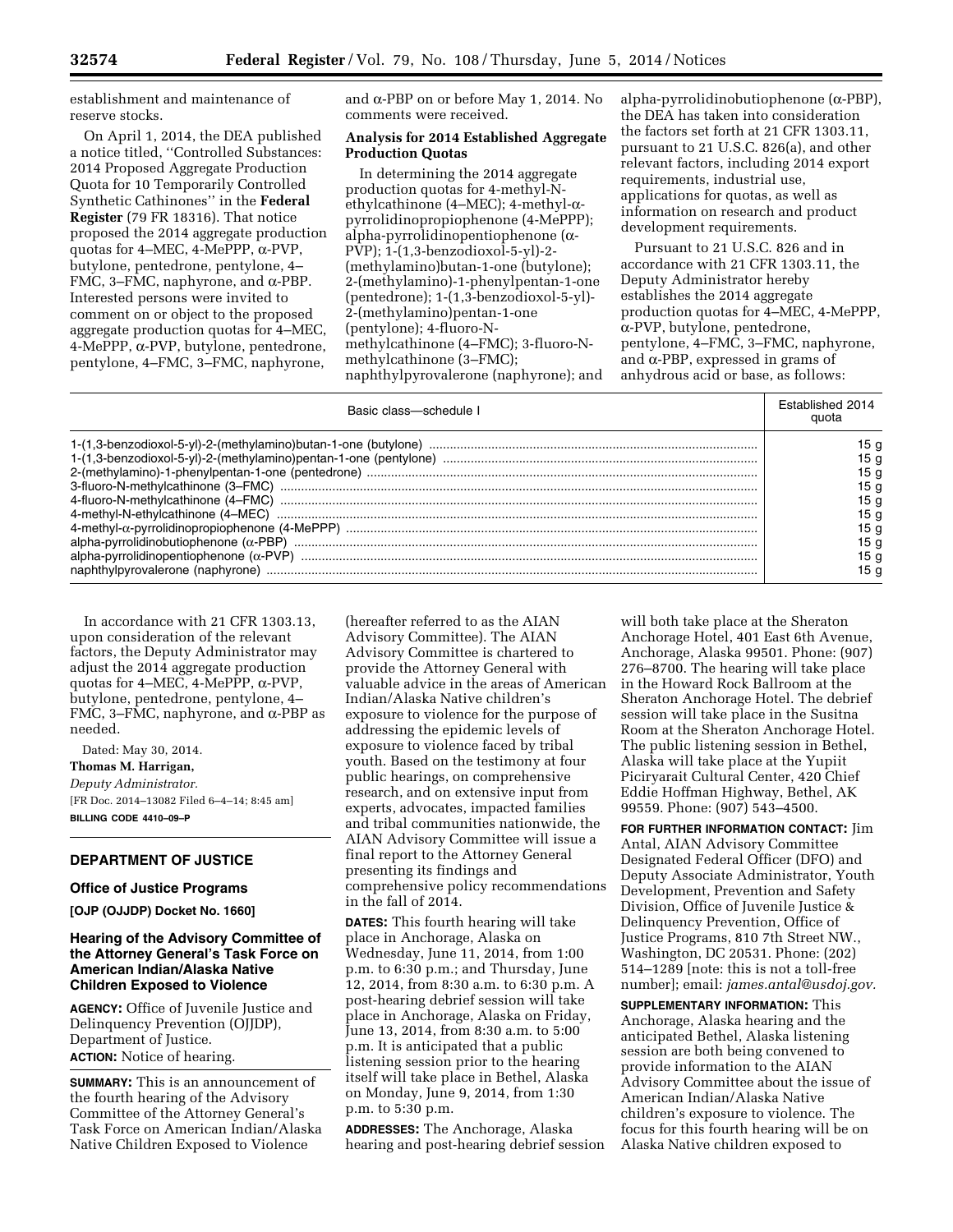establishment and maintenance of reserve stocks.

On April 1, 2014, the DEA published a notice titled, "Controlled Substances: 2014 Proposed Aggregate Production Quota for 10 Temporarily Controlled Synthetic Cathinones" in the **Federal Register** (79 FR 18316). That notice proposed the 2014 aggregate production quotas for 4–MEC, 4-MePPP, α-PVP, butylone, pentedrone, pentylone, 4–FMC, 3–FMC, naphyrone, and α-PBP. Interested persons were invited to comment on or object to the proposed aggregate production quotas for 4–MEC, 4-MePPP, α-PVP, butylone, pentedrone, pentylone, 4–FMC, 3–FMC, naphyrone, and α-PBP on or before May 1, 2014. No comments were received.

**Analysis for 2014 Established Aggregate Production Quotas**

In determining the 2014 aggregate production quotas for 4-methyl-N-ethylcathinone (4–MEC); 4-methyl-α-pyrrolidinopropiophenone (4-MePPP); alpha-pyrrolidinopentiophenone (α-PVP); 1-(1,3-benzodioxol-5-yl)-2-(methylamino)butan-1-one (butylone); 2-(methylamino)-1-phenylpentan-1-one (pentedrone); 1-(1,3-benzodioxol-5-yl)-2-(methylamino)pentan-1-one (pentylone); 4-fluoro-N-methylcathinone (4–FMC); 3-fluoro-N-methylcathinone (3–FMC); naphthylpyrovalerone (naphyrone); and alpha-pyrrolidinobutiophenone (α-PBP), the DEA has taken into consideration the factors set forth at 21 CFR 1303.11, pursuant to 21 U.S.C. 826(a), and other relevant factors, including 2014 export requirements, industrial use, applications for quotas, as well as information on research and product development requirements.

Pursuant to 21 U.S.C. 826 and in accordance with 21 CFR 1303.11, the Deputy Administrator hereby establishes the 2014 aggregate production quotas for 4–MEC, 4-MePPP, α-PVP, butylone, pentedrone, pentylone, 4–FMC, 3–FMC, naphyrone, and α-PBP, expressed in grams of anhydrous acid or base, as follows:

| Basic class—schedule I | Established 2014 quota |
| --- | --- |
| 1-(1,3-benzodioxol-5-yl)-2-(methylamino)butan-1-one (butylone) | 15 g |
| 1-(1,3-benzodioxol-5-yl)-2-(methylamino)pentan-1-one (pentylone) | 15 g |
| 2-(methylamino)-1-phenylpentan-1-one (pentedrone) | 15 g |
| 3-fluoro-N-methylcathinone (3–FMC) | 15 g |
| 4-fluoro-N-methylcathinone (4–FMC) | 15 g |
| 4-methyl-N-ethylcathinone (4–MEC) | 15 g |
| 4-methyl-α-pyrrolidinopropiophenone (4-MePPP) | 15 g |
| alpha-pyrrolidinobutiophenone (α-PBP) | 15 g |
| alpha-pyrrolidinopentiophenone (α-PVP) | 15 g |
| naphthylpyrovalerone (naphyrone) | 15 g |

In accordance with 21 CFR 1303.13, upon consideration of the relevant factors, the Deputy Administrator may adjust the 2014 aggregate production quotas for 4–MEC, 4-MePPP, α-PVP, butylone, pentedrone, pentylone, 4–FMC, 3–FMC, naphyrone, and α-PBP as needed.

Dated: May 30, 2014.

**Thomas M. Harrigan,**

*Deputy Administrator.*

[FR Doc. 2014–13082 Filed 6–4–14; 8:45 am]

**BILLING CODE 4410–09–P**

## DEPARTMENT OF JUSTICE

### Office of Justice Programs

**[OJP (OJJDP) Docket No. 1660]**

### Hearing of the Advisory Committee of the Attorney General's Task Force on American Indian/Alaska Native Children Exposed to Violence

**AGENCY:** Office of Juvenile Justice and Delinquency Prevention (OJJDP), Department of Justice.

**ACTION:** Notice of hearing.

**SUMMARY:** This is an announcement of the fourth hearing of the Advisory Committee of the Attorney General's Task Force on American Indian/Alaska Native Children Exposed to Violence (hereafter referred to as the AIAN Advisory Committee). The AIAN Advisory Committee is chartered to provide the Attorney General with valuable advice in the areas of American Indian/Alaska Native children's exposure to violence for the purpose of addressing the epidemic levels of exposure to violence faced by tribal youth. Based on the testimony at four public hearings, on comprehensive research, and on extensive input from experts, advocates, impacted families and tribal communities nationwide, the AIAN Advisory Committee will issue a final report to the Attorney General presenting its findings and comprehensive policy recommendations in the fall of 2014.

**DATES:** This fourth hearing will take place in Anchorage, Alaska on Wednesday, June 11, 2014, from 1:00 p.m. to 6:30 p.m.; and Thursday, June 12, 2014, from 8:30 a.m. to 6:30 p.m. A post-hearing debrief session will take place in Anchorage, Alaska on Friday, June 13, 2014, from 8:30 a.m. to 5:00 p.m. It is anticipated that a public listening session prior to the hearing itself will take place in Bethel, Alaska on Monday, June 9, 2014, from 1:30 p.m. to 5:30 p.m.

**ADDRESSES:** The Anchorage, Alaska hearing and post-hearing debrief session will both take place at the Sheraton Anchorage Hotel, 401 East 6th Avenue, Anchorage, Alaska 99501. Phone: (907) 276–8700. The hearing will take place in the Howard Rock Ballroom at the Sheraton Anchorage Hotel. The debrief session will take place in the Susitna Room at the Sheraton Anchorage Hotel. The public listening session in Bethel, Alaska will take place at the Yupiit Piciryarait Cultural Center, 420 Chief Eddie Hoffman Highway, Bethel, AK 99559. Phone: (907) 543–4500.

**FOR FURTHER INFORMATION CONTACT:** Jim Antal, AIAN Advisory Committee Designated Federal Officer (DFO) and Deputy Associate Administrator, Youth Development, Prevention and Safety Division, Office of Juvenile Justice & Delinquency Prevention, Office of Justice Programs, 810 7th Street NW., Washington, DC 20531. Phone: (202) 514–1289 [note: this is not a toll-free number]; email: *james.antal@usdoj.gov.*

**SUPPLEMENTARY INFORMATION:** This Anchorage, Alaska hearing and the anticipated Bethel, Alaska listening session are both being convened to provide information to the AIAN Advisory Committee about the issue of American Indian/Alaska Native children's exposure to violence. The focus for this fourth hearing will be on Alaska Native children exposed to